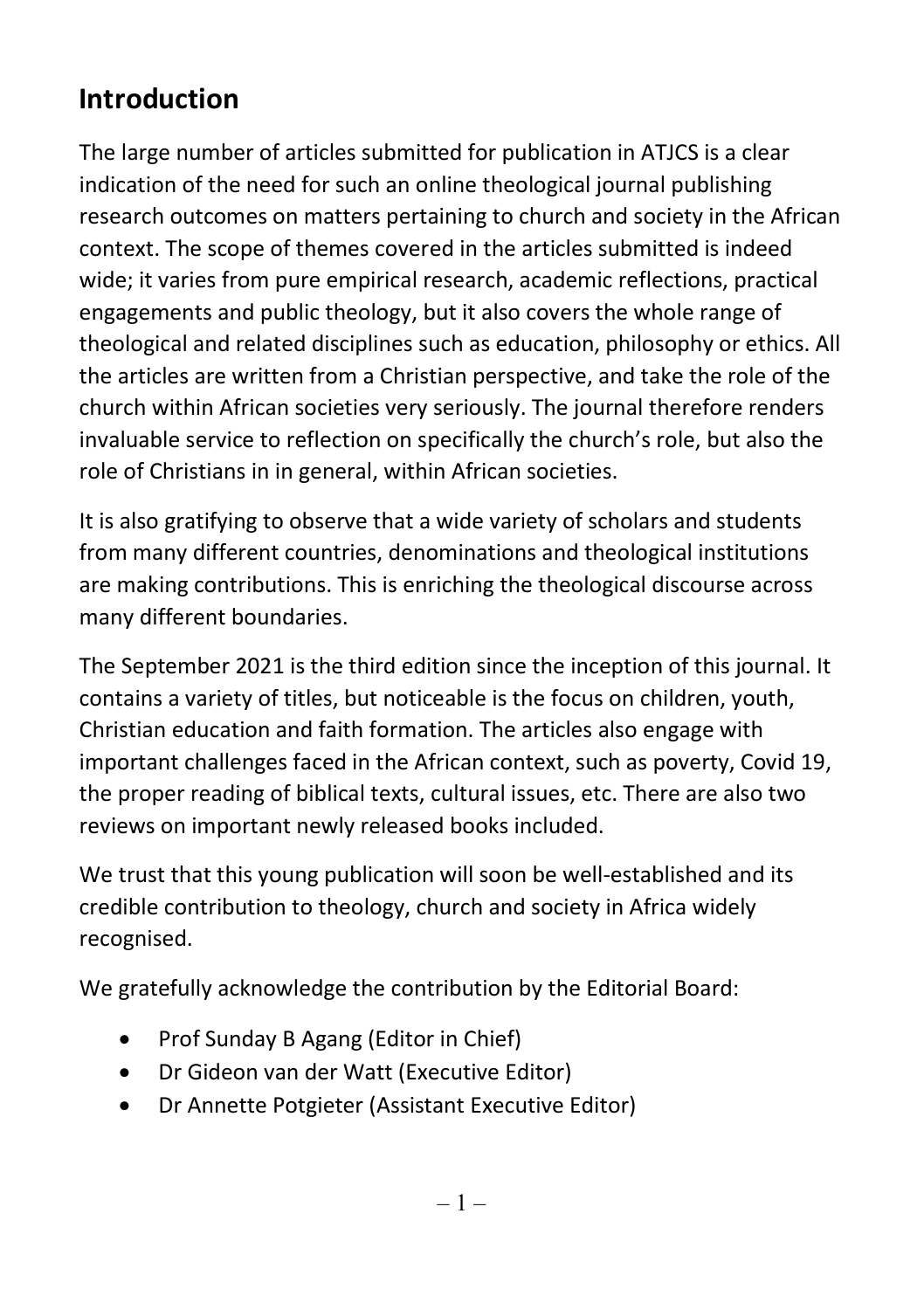# Introduction

The large number of articles submitted for publication in ATJCS is a clear indication of the need for such an online theological journal publishing research outcomes on matters pertaining to church and society in the African context. The scope of themes covered in the articles submitted is indeed wide; it varies from pure empirical research, academic reflections, practical engagements and public theology, but it also covers the whole range of theological and related disciplines such as education, philosophy or ethics. All the articles are written from a Christian perspective, and take the role of the church within African societies very seriously. The journal therefore renders invaluable service to reflection on specifically the church's role, but also the role of Christians in in general, within African societies.

It is also gratifying to observe that a wide variety of scholars and students from many different countries, denominations and theological institutions are making contributions. This is enriching the theological discourse across many different boundaries.

The September 2021 is the third edition since the inception of this journal. It contains a variety of titles, but noticeable is the focus on children, youth, Christian education and faith formation. The articles also engage with important challenges faced in the African context, such as poverty, Covid 19, the proper reading of biblical texts, cultural issues, etc. There are also two reviews on important newly released books included.

We trust that this young publication will soon be well-established and its credible contribution to theology, church and society in Africa widely recognised.

We gratefully acknowledge the contribution by the Editorial Board:

- Prof Sunday B Agang (Editor in Chief)
- Dr Gideon van der Watt (Executive Editor)
- Dr Annette Potgieter (Assistant Executive Editor)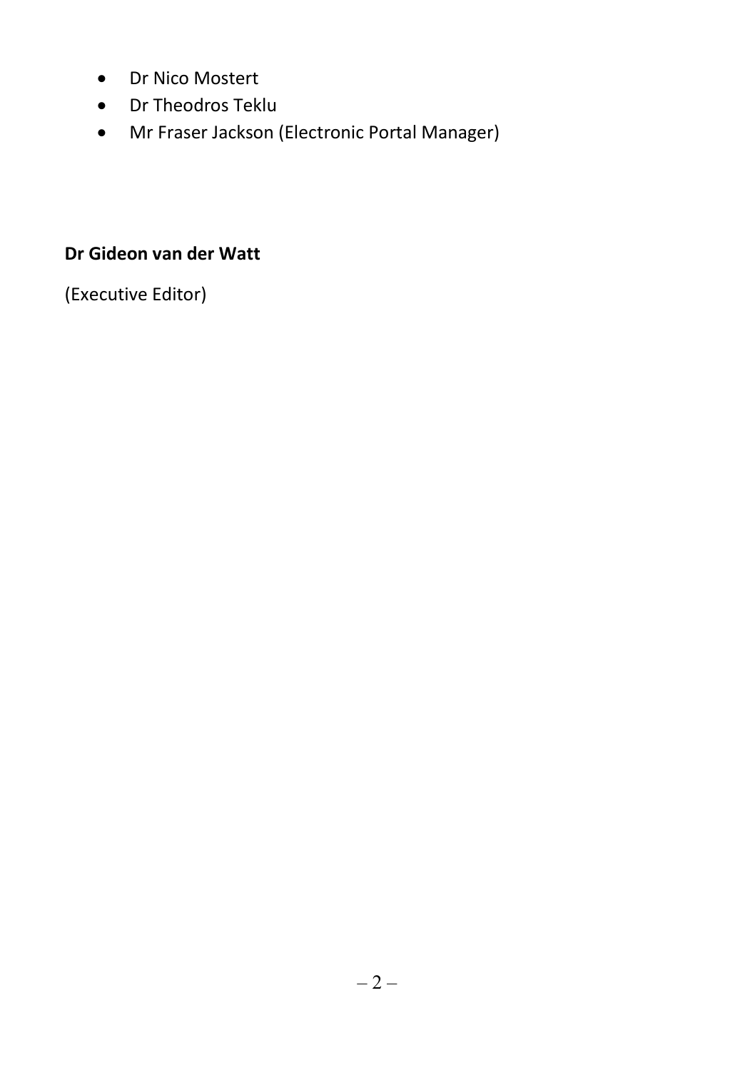- Dr Nico Mostert
- Dr Theodros Teklu
- Mr Fraser Jackson (Electronic Portal Manager)

**Dr Gideon van der Watt**

(Executive Editor)